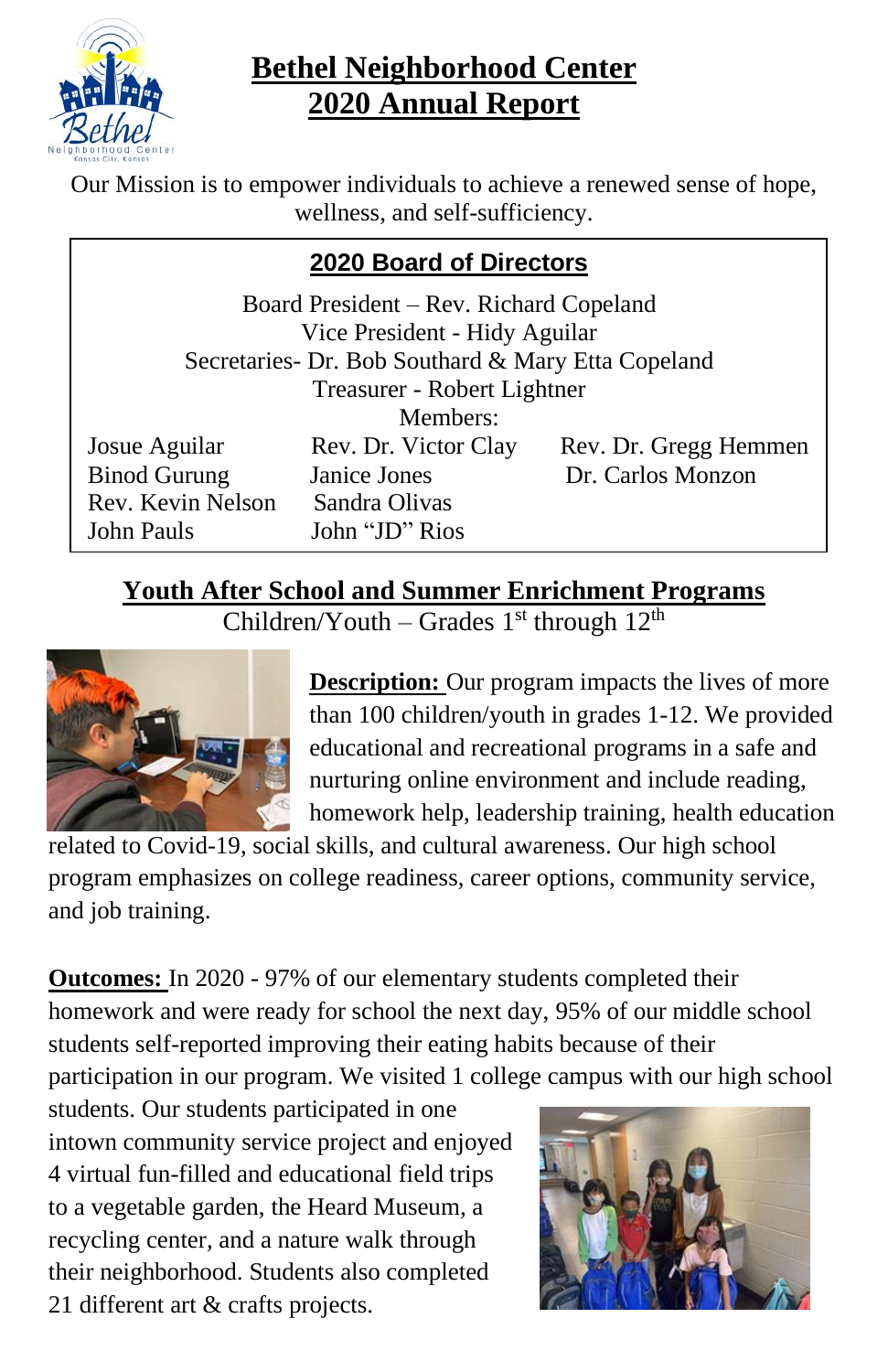# Bethel Neighborhood Center
# 2020 Annual Report

Our Mission is to empower individuals to achieve a renewed sense of hope, wellness, and self-sufficiency.

## 2020 Board of Directors

Board President – Rev. Richard Copeland
Vice President - Hidy Aguilar
Secretaries- Dr. Bob Southard & Mary Etta Copeland
Treasurer - Robert Lightner
Members:

| | | |
|---|---|---|
| Josue Aguilar | Rev. Dr. Victor Clay | Rev. Dr. Gregg Hemmen |
| Binod Gurung | Janice Jones | Dr. Carlos Monzon |
| Rev. Kevin Nelson | Sandra Olivas | |
| John Pauls | John "JD" Rios | |

## Youth After School and Summer Enrichment Programs

Children/Youth – Grades 1st through 12th

**Description:** Our program impacts the lives of more than 100 children/youth in grades 1-12. We provided educational and recreational programs in a safe and nurturing online environment and include reading, homework help, leadership training, health education related to Covid-19, social skills, and cultural awareness. Our high school program emphasizes on college readiness, career options, community service, and job training.

**Outcomes:** In 2020 - 97% of our elementary students completed their homework and were ready for school the next day, 95% of our middle school students self-reported improving their eating habits because of their participation in our program. We visited 1 college campus with our high school students. Our students participated in one intown community service project and enjoyed 4 virtual fun-filled and educational field trips to a vegetable garden, the Heard Museum, a recycling center, and a nature walk through their neighborhood. Students also completed 21 different art & crafts projects.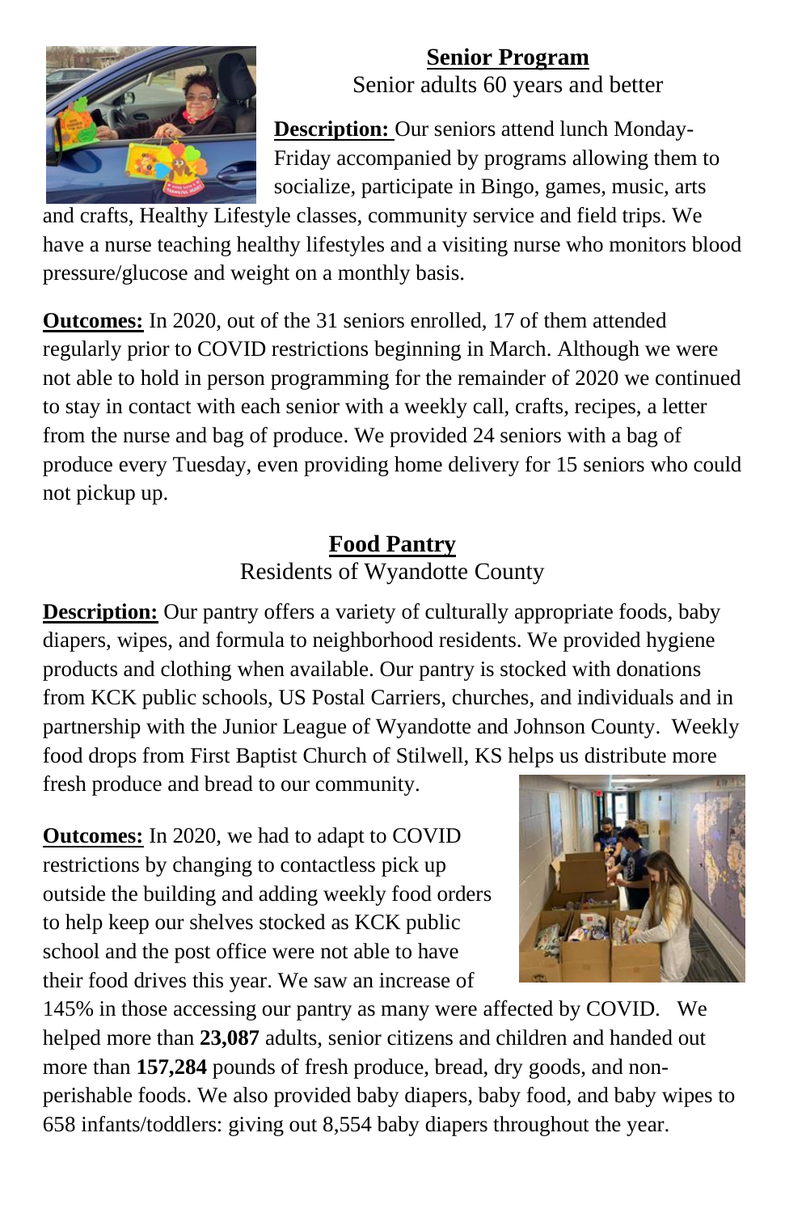## Senior Program

Senior adults 60 years and better

**Description:** Our seniors attend lunch Monday-Friday accompanied by programs allowing them to socialize, participate in Bingo, games, music, arts and crafts, Healthy Lifestyle classes, community service and field trips. We have a nurse teaching healthy lifestyles and a visiting nurse who monitors blood pressure/glucose and weight on a monthly basis.

**Outcomes:** In 2020, out of the 31 seniors enrolled, 17 of them attended regularly prior to COVID restrictions beginning in March. Although we were not able to hold in person programming for the remainder of 2020 we continued to stay in contact with each senior with a weekly call, crafts, recipes, a letter from the nurse and bag of produce. We provided 24 seniors with a bag of produce every Tuesday, even providing home delivery for 15 seniors who could not pickup up.

## Food Pantry

Residents of Wyandotte County

**Description:** Our pantry offers a variety of culturally appropriate foods, baby diapers, wipes, and formula to neighborhood residents. We provided hygiene products and clothing when available. Our pantry is stocked with donations from KCK public schools, US Postal Carriers, churches, and individuals and in partnership with the Junior League of Wyandotte and Johnson County. Weekly food drops from First Baptist Church of Stilwell, KS helps us distribute more fresh produce and bread to our community.

**Outcomes:** In 2020, we had to adapt to COVID restrictions by changing to contactless pick up outside the building and adding weekly food orders to help keep our shelves stocked as KCK public school and the post office were not able to have their food drives this year. We saw an increase of 145% in those accessing our pantry as many were affected by COVID. We helped more than **23,087** adults, senior citizens and children and handed out more than **157,284** pounds of fresh produce, bread, dry goods, and non-perishable foods. We also provided baby diapers, baby food, and baby wipes to 658 infants/toddlers: giving out 8,554 baby diapers throughout the year.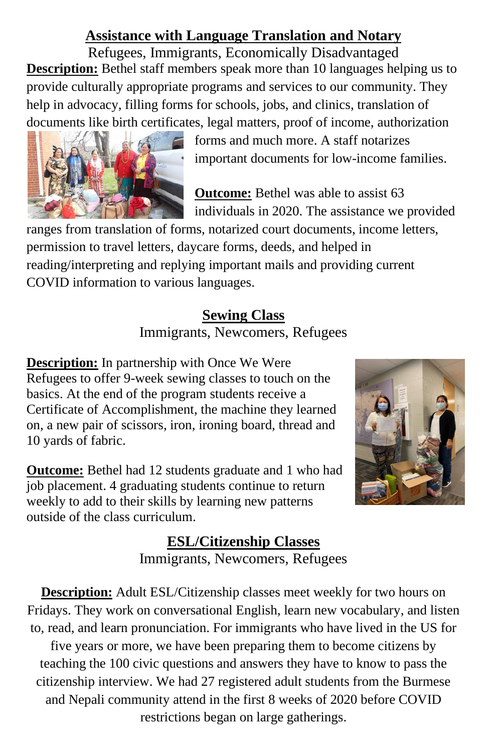## Assistance with Language Translation and Notary

Refugees, Immigrants, Economically Disadvantaged

**Description:** Bethel staff members speak more than 10 languages helping us to provide culturally appropriate programs and services to our community. They help in advocacy, filling forms for schools, jobs, and clinics, translation of documents like birth certificates, legal matters, proof of income, authorization forms and much more. A staff notarizes important documents for low-income families.

**Outcome:** Bethel was able to assist 63 individuals in 2020. The assistance we provided ranges from translation of forms, notarized court documents, income letters, permission to travel letters, daycare forms, deeds, and helped in reading/interpreting and replying important mails and providing current COVID information to various languages.

## Sewing Class

Immigrants, Newcomers, Refugees

**Description:** In partnership with Once We Were Refugees to offer 9-week sewing classes to touch on the basics. At the end of the program students receive a Certificate of Accomplishment, the machine they learned on, a new pair of scissors, iron, ironing board, thread and 10 yards of fabric.

**Outcome:** Bethel had 12 students graduate and 1 who had job placement. 4 graduating students continue to return weekly to add to their skills by learning new patterns outside of the class curriculum.

## ESL/Citizenship Classes

Immigrants, Newcomers, Refugees

**Description:** Adult ESL/Citizenship classes meet weekly for two hours on Fridays. They work on conversational English, learn new vocabulary, and listen to, read, and learn pronunciation. For immigrants who have lived in the US for five years or more, we have been preparing them to become citizens by teaching the 100 civic questions and answers they have to know to pass the citizenship interview. We had 27 registered adult students from the Burmese and Nepali community attend in the first 8 weeks of 2020 before COVID restrictions began on large gatherings.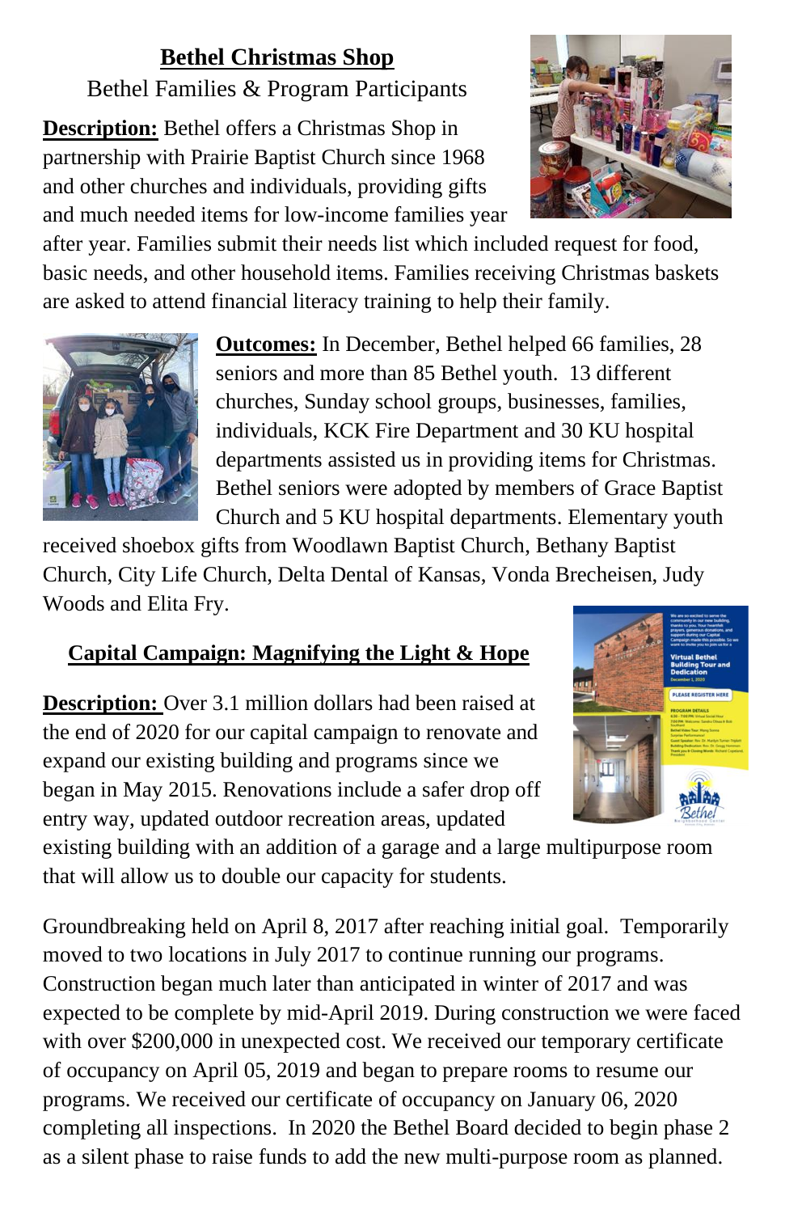## Bethel Christmas Shop

Bethel Families & Program Participants

**Description:** Bethel offers a Christmas Shop in partnership with Prairie Baptist Church since 1968 and other churches and individuals, providing gifts and much needed items for low-income families year after year. Families submit their needs list which included request for food, basic needs, and other household items. Families receiving Christmas baskets are asked to attend financial literacy training to help their family.

**Outcomes:** In December, Bethel helped 66 families, 28 seniors and more than 85 Bethel youth. 13 different churches, Sunday school groups, businesses, families, individuals, KCK Fire Department and 30 KU hospital departments assisted us in providing items for Christmas. Bethel seniors were adopted by members of Grace Baptist Church and 5 KU hospital departments. Elementary youth received shoebox gifts from Woodlawn Baptist Church, Bethany Baptist Church, City Life Church, Delta Dental of Kansas, Vonda Brecheisen, Judy Woods and Elita Fry.

## Capital Campaign: Magnifying the Light & Hope

**Description:** Over 3.1 million dollars had been raised at the end of 2020 for our capital campaign to renovate and expand our existing building and programs since we began in May 2015. Renovations include a safer drop off entry way, updated outdoor recreation areas, updated existing building with an addition of a garage and a large multipurpose room that will allow us to double our capacity for students.

Groundbreaking held on April 8, 2017 after reaching initial goal. Temporarily moved to two locations in July 2017 to continue running our programs. Construction began much later than anticipated in winter of 2017 and was expected to be complete by mid-April 2019. During construction we were faced with over $200,000 in unexpected cost. We received our temporary certificate of occupancy on April 05, 2019 and began to prepare rooms to resume our programs. We received our certificate of occupancy on January 06, 2020 completing all inspections. In 2020 the Bethel Board decided to begin phase 2 as a silent phase to raise funds to add the new multi-purpose room as planned.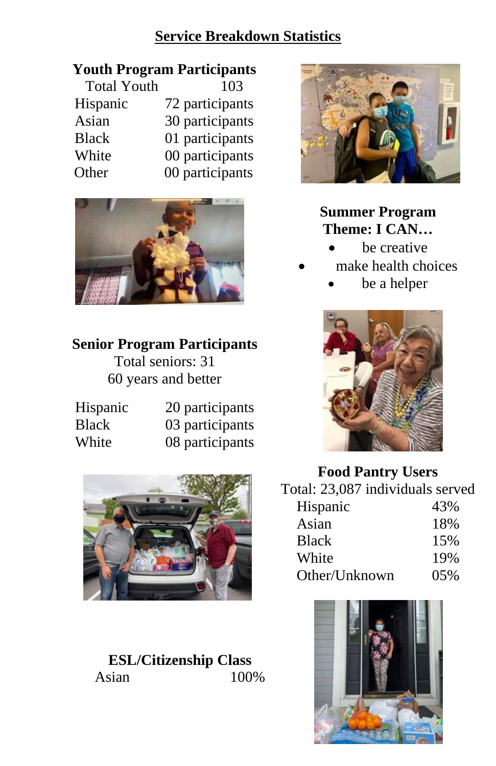## Service Breakdown Statistics

### Youth Program Participants

| | |
|---|---|
| Total Youth | 103 |
| Hispanic | 72 participants |
| Asian | 30 participants |
| Black | 01 participants |
| White | 00 participants |
| Other | 00 participants |

### Summer Program Theme: I CAN…

- be creative
- make health choices
- be a helper

### Senior Program Participants

Total seniors: 31

60 years and better

| | |
|---|---|
| Hispanic | 20 participants |
| Black | 03 participants |
| White | 08 participants |

### Food Pantry Users

Total: 23,087 individuals served

| | |
|---|---|
| Hispanic | 43% |
| Asian | 18% |
| Black | 15% |
| White | 19% |
| Other/Unknown | 05% |

### ESL/Citizenship Class

| | |
|---|---|
| Asian | 100% |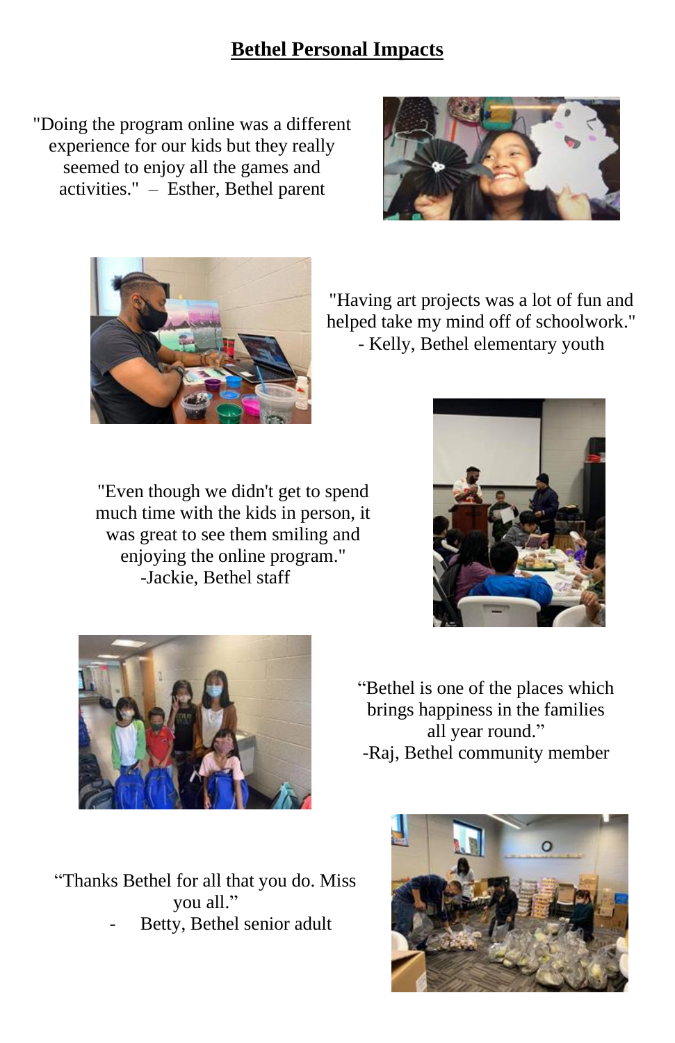## **Bethel Personal Impacts**

"Doing the program online was a different experience for our kids but they really seemed to enjoy all the games and activities." – Esther, Bethel parent

"Having art projects was a lot of fun and helped take my mind off of schoolwork." - Kelly, Bethel elementary youth

"Even though we didn't get to spend much time with the kids in person, it was great to see them smiling and enjoying the online program." -Jackie, Bethel staff

"Bethel is one of the places which brings happiness in the families all year round." -Raj, Bethel community member

"Thanks Bethel for all that you do. Miss you all."
- Betty, Bethel senior adult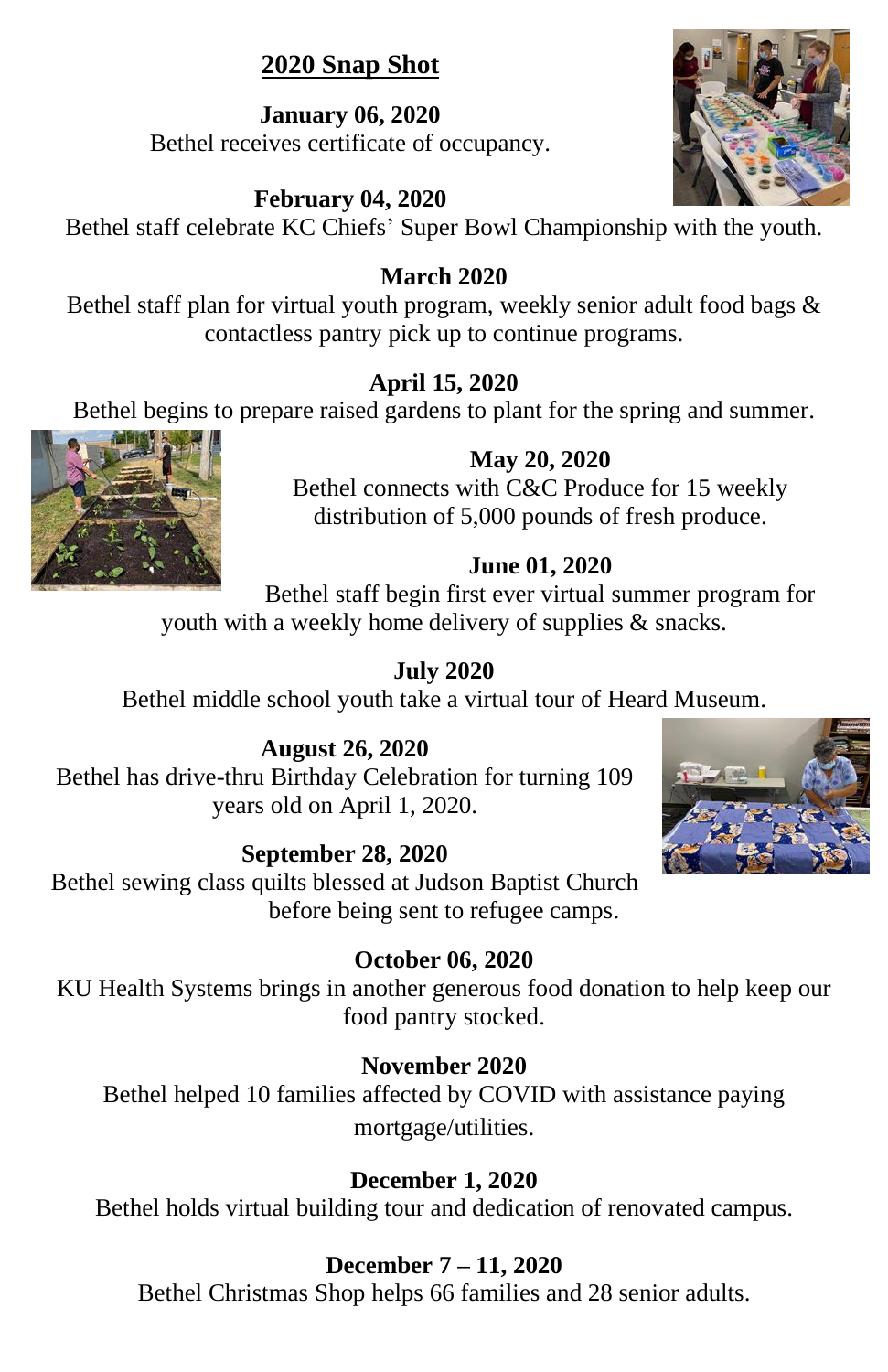## 2020 Snap Shot

**January 06, 2020**
Bethel receives certificate of occupancy.

**February 04, 2020**
Bethel staff celebrate KC Chiefs' Super Bowl Championship with the youth.

**March 2020**
Bethel staff plan for virtual youth program, weekly senior adult food bags & contactless pantry pick up to continue programs.

**April 15, 2020**
Bethel begins to prepare raised gardens to plant for the spring and summer.

**May 20, 2020**
Bethel connects with C&C Produce for 15 weekly distribution of 5,000 pounds of fresh produce.

**June 01, 2020**
Bethel staff begin first ever virtual summer program for youth with a weekly home delivery of supplies & snacks.

**July 2020**
Bethel middle school youth take a virtual tour of Heard Museum.

**August 26, 2020**
Bethel has drive-thru Birthday Celebration for turning 109 years old on April 1, 2020.

**September 28, 2020**
Bethel sewing class quilts blessed at Judson Baptist Church before being sent to refugee camps.

**October 06, 2020**
KU Health Systems brings in another generous food donation to help keep our food pantry stocked.

**November 2020**
Bethel helped 10 families affected by COVID with assistance paying mortgage/utilities.

**December 1, 2020**
Bethel holds virtual building tour and dedication of renovated campus.

**December 7 – 11, 2020**
Bethel Christmas Shop helps 66 families and 28 senior adults.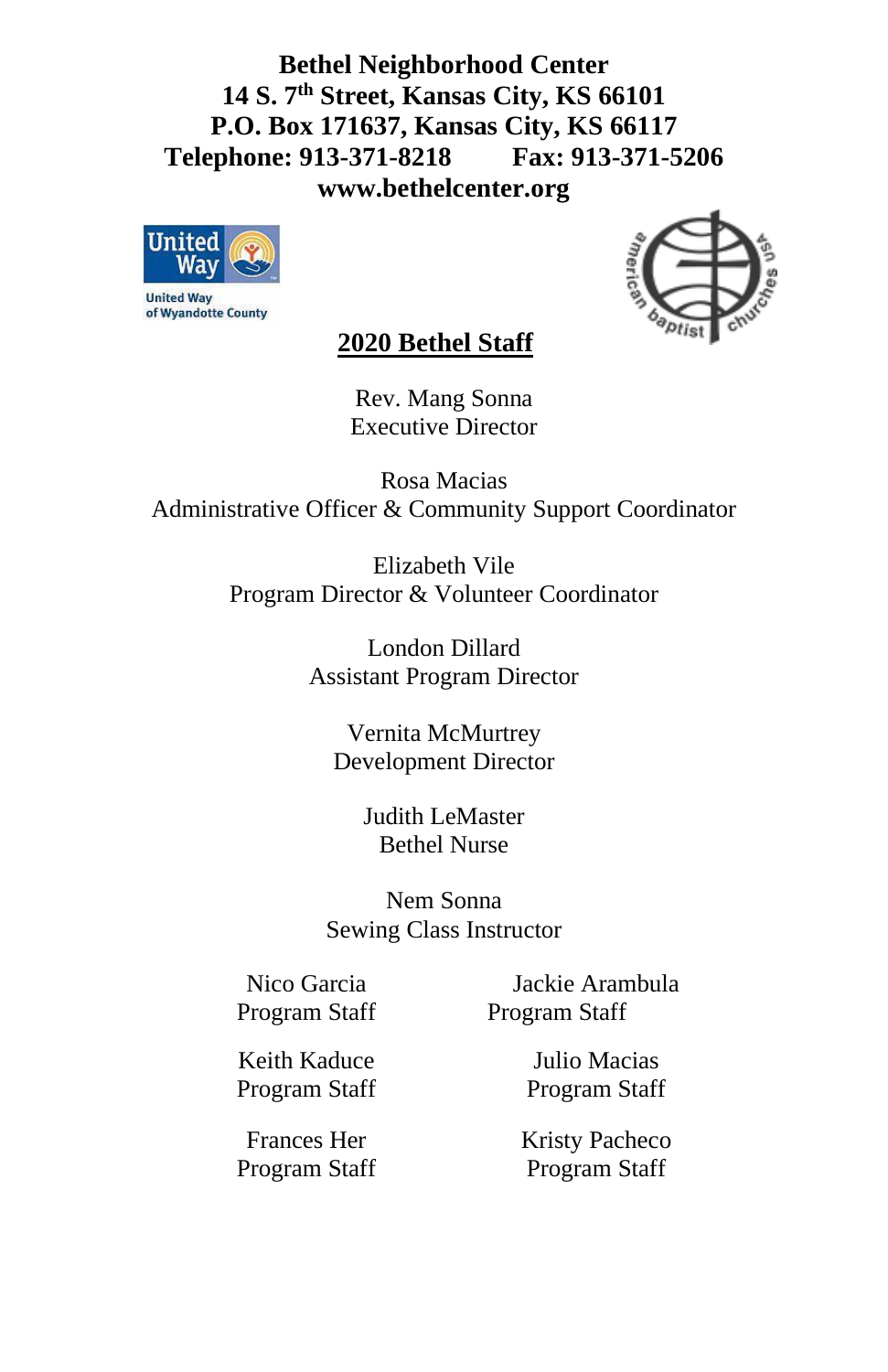**Bethel Neighborhood Center**
**14 S. 7th Street, Kansas City, KS 66101**
**P.O. Box 171637, Kansas City, KS 66117**
**Telephone: 913-371-8218 Fax: 913-371-5206**
**www.bethelcenter.org**

United Way
United Way of Wyandotte County

american baptist churches usa

## 2020 Bethel Staff

Rev. Mang Sonna
Executive Director

Rosa Macias
Administrative Officer & Community Support Coordinator

Elizabeth Vile
Program Director & Volunteer Coordinator

London Dillard
Assistant Program Director

Vernita McMurtrey
Development Director

Judith LeMaster
Bethel Nurse

Nem Sonna
Sewing Class Instructor

Nico Garcia
Program Staff

Jackie Arambula
Program Staff

Keith Kaduce
Program Staff

Julio Macias
Program Staff

Frances Her
Program Staff

Kristy Pacheco
Program Staff